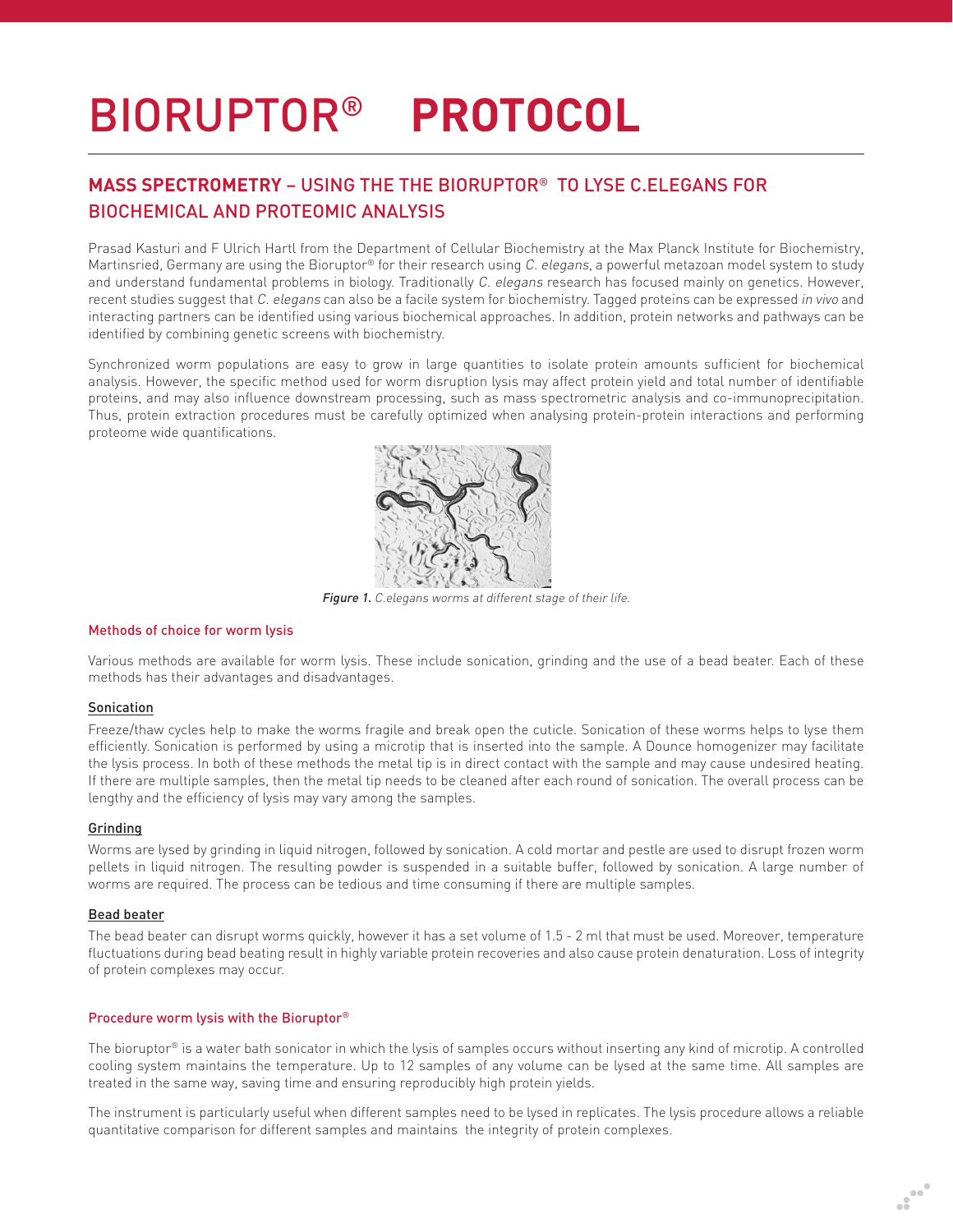# BIORUPTOR® **PROTOCOL**

## **MASS SPECTROMETRY** – USING THE THE BIORUPTOR® TO LYSE C.ELEGANS FOR BIOCHEMICAL AND PROTEOMIC ANALYSIS

Prasad Kasturi and F Ulrich Hartl from the Department of Cellular Biochemistry at the Max Planck Institute for Biochemistry, Martinsried, Germany are using the Bioruptor® for their research using *C. elegans*, a powerful metazoan model system to study and understand fundamental problems in biology. Traditionally *C. elegans* research has focused mainly on genetics. However, recent studies suggest that *C. elegans* can also be a facile system for biochemistry. Tagged proteins can be expressed *in vivo* and interacting partners can be identified using various biochemical approaches. In addition, protein networks and pathways can be identified by combining genetic screens with biochemistry.

Synchronized worm populations are easy to grow in large quantities to isolate protein amounts sufficient for biochemical analysis. However, the specific method used for worm disruption lysis may affect protein yield and total number of identifiable proteins, and may also influence downstream processing, such as mass spectrometric analysis and co-immunoprecipitation. Thus, protein extraction procedures must be carefully optimized when analysing protein-protein interactions and performing proteome wide quantifications.

***Figure 1.*** *C.elegans worms at different stage of their life.*

### Methods of choice for worm lysis

Various methods are available for worm lysis. These include sonication, grinding and the use of a bead beater. Each of these methods has their advantages and disadvantages.

#### Sonication

Freeze/thaw cycles help to make the worms fragile and break open the cuticle. Sonication of these worms helps to lyse them efficiently. Sonication is performed by using a microtip that is inserted into the sample. A Dounce homogenizer may facilitate the lysis process. In both of these methods the metal tip is in direct contact with the sample and may cause undesired heating. If there are multiple samples, then the metal tip needs to be cleaned after each round of sonication. The overall process can be lengthy and the efficiency of lysis may vary among the samples.

#### Grinding

Worms are lysed by grinding in liquid nitrogen, followed by sonication. A cold mortar and pestle are used to disrupt frozen worm pellets in liquid nitrogen. The resulting powder is suspended in a suitable buffer, followed by sonication. A large number of worms are required. The process can be tedious and time consuming if there are multiple samples.

#### Bead beater

The bead beater can disrupt worms quickly, however it has a set volume of 1.5 - 2 ml that must be used. Moreover, temperature fluctuations during bead beating result in highly variable protein recoveries and also cause protein denaturation. Loss of integrity of protein complexes may occur.

### Procedure worm lysis with the Bioruptor®

The bioruptor® is a water bath sonicator in which the lysis of samples occurs without inserting any kind of microtip. A controlled cooling system maintains the temperature. Up to 12 samples of any volume can be lysed at the same time. All samples are treated in the same way, saving time and ensuring reproducibly high protein yields.

The instrument is particularly useful when different samples need to be lysed in replicates. The lysis procedure allows a reliable quantitative comparison for different samples and maintains the integrity of protein complexes.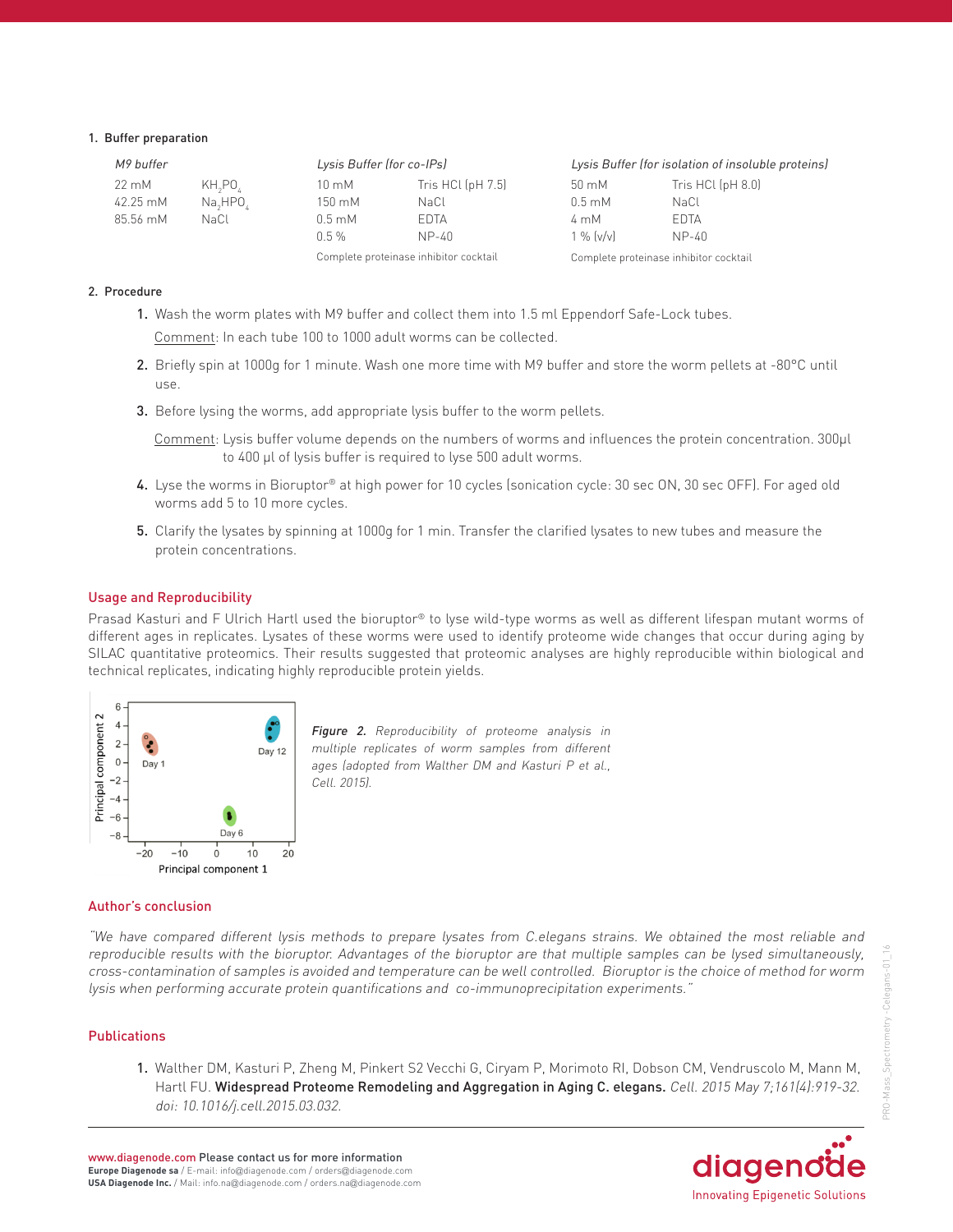1. Buffer preparation

| M9 buffer | | Lysis Buffer (for co-IPs) | | Lysis Buffer (for isolation of insoluble proteins) | |
|---|---|---|---|---|---|
| 22 mM | $KH_2PO_4$ | 10 mM | Tris HCl (pH 7.5) | 50 mM | Tris HCl (pH 8.0) |
| 42.25 mM | $Na_2HPO_4$ | 150 mM | NaCl | 0.5 mM | NaCl |
| 85.56 mM | NaCl | 0.5 mM | EDTA | 4 mM | EDTA |
| | | 0.5 % | NP-40 | 1 % (v/v) | NP-40 |
| | | Complete proteinase inhibitor cocktail | | Complete proteinase inhibitor cocktail | |

2. Procedure

1. Wash the worm plates with M9 buffer and collect them into 1.5 ml Eppendorf Safe-Lock tubes.

   Comment: In each tube 100 to 1000 adult worms can be collected.

2. Briefly spin at 1000g for 1 minute. Wash one more time with M9 buffer and store the worm pellets at -80°C until use.

3. Before lysing the worms, add appropriate lysis buffer to the worm pellets.

   Comment: Lysis buffer volume depends on the numbers of worms and influences the protein concentration. 300µl to 400 µl of lysis buffer is required to lyse 500 adult worms.

4. Lyse the worms in Bioruptor® at high power for 10 cycles (sonication cycle: 30 sec ON, 30 sec OFF). For aged old worms add 5 to 10 more cycles.

5. Clarify the lysates by spinning at 1000g for 1 min. Transfer the clarified lysates to new tubes and measure the protein concentrations.

## Usage and Reproducibility

Prasad Kasturi and F Ulrich Hartl used the bioruptor® to lyse wild-type worms as well as different lifespan mutant worms of different ages in replicates. Lysates of these worms were used to identify proteome wide changes that occur during aging by SILAC quantitative proteomics. Their results suggested that proteomic analyses are highly reproducible within biological and technical replicates, indicating highly reproducible protein yields.

Principal component 2
6
4
2
0
−2
−4
−6
−8
Day 1
Day 12
Day 6
−20 −10 0 10 20
Principal component 1

*Figure 2. Reproducibility of proteome analysis in multiple replicates of worm samples from different ages (adopted from Walther DM and Kasturi P et al., Cell. 2015).*

## Author's conclusion

*"We have compared different lysis methods to prepare lysates from C.elegans strains. We obtained the most reliable and reproducible results with the bioruptor. Advantages of the bioruptor are that multiple samples can be lysed simultaneously, cross-contamination of samples is avoided and temperature can be well controlled. Bioruptor is the choice of method for worm lysis when performing accurate protein quantifications and co-immunoprecipitation experiments."*

## Publications

1. Walther DM, Kasturi P, Zheng M, Pinkert S2 Vecchi G, Ciryam P, Morimoto RI, Dobson CM, Vendruscolo M, Mann M, Hartl FU. **Widespread Proteome Remodeling and Aggregation in Aging C. elegans.** *Cell. 2015 May 7;161(4):919-32. doi: 10.1016/j.cell.2015.03.032.*

www.diagenode.com Please contact us for more information
**Europe Diagenode sa** / E-mail: info@diagenode.com / orders@diagenode.com
**USA Diagenode Inc.** / Mail: info.na@diagenode.com / orders.na@diagenode.com

diagenode
Innovating Epigenetic Solutions

PRO-Mass_Spectrometry-Celegans-01_16